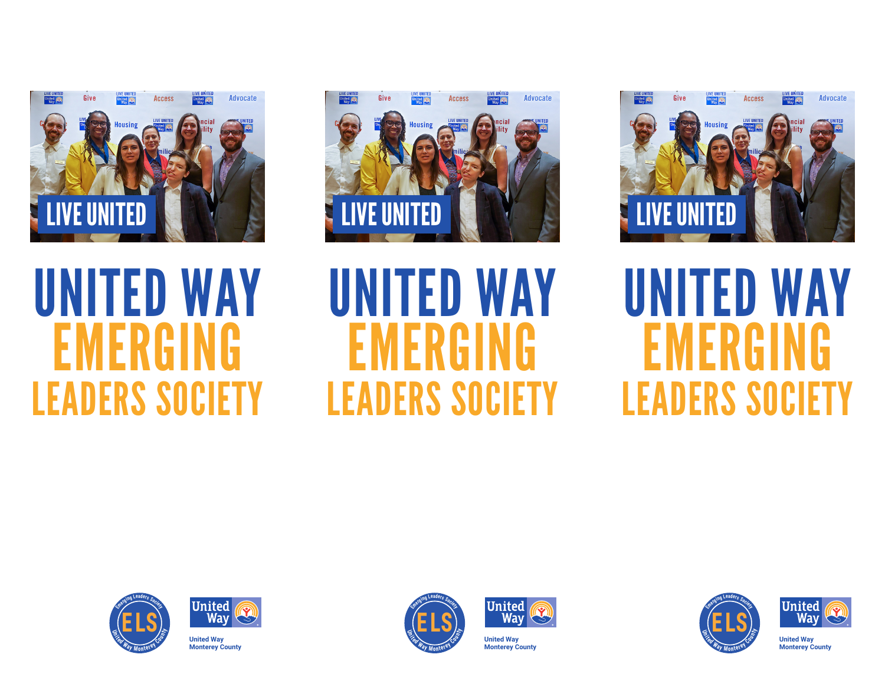LIVE UNITED

# UNITED WAY EMERGING LEADERS SOCIETY

United Way Monterey County

LIVE UNITED

# UNITED WAY EMERGING LEADERS SOCIETY

United Way Monterey County

LIVE UNITED

# UNITED WAY EMERGING LEADERS SOCIETY

United Way Monterey County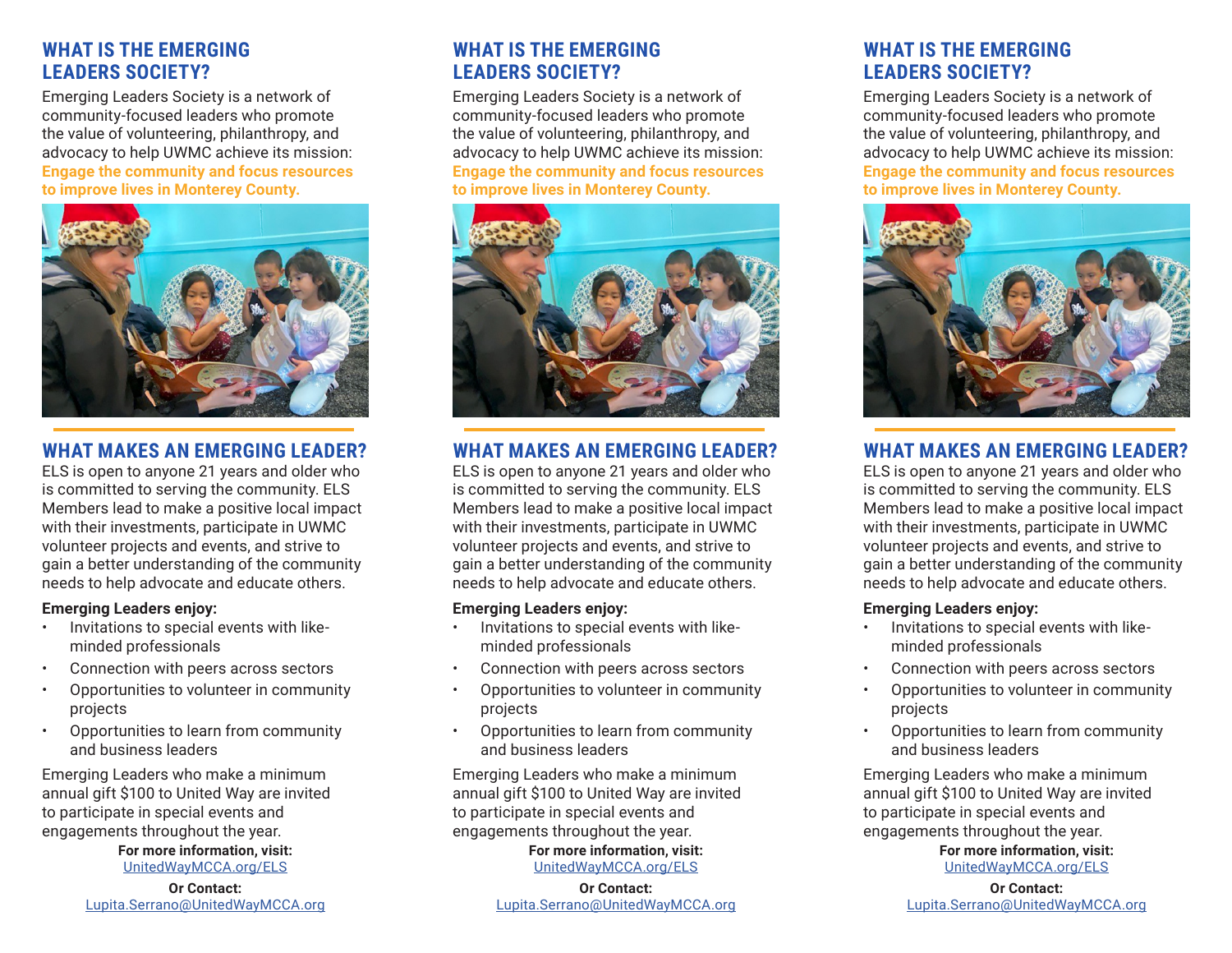## WHAT IS THE EMERGING LEADERS SOCIETY?

Emerging Leaders Society is a network of community-focused leaders who promote the value of volunteering, philanthropy, and advocacy to help UWMC achieve its mission: **Engage the community and focus resources to improve lives in Monterey County.**

## WHAT MAKES AN EMERGING LEADER?

ELS is open to anyone 21 years and older who is committed to serving the community. ELS Members lead to make a positive local impact with their investments, participate in UWMC volunteer projects and events, and strive to gain a better understanding of the community needs to help advocate and educate others.

**Emerging Leaders enjoy:**

- Invitations to special events with like-minded professionals
- Connection with peers across sectors
- Opportunities to volunteer in community projects
- Opportunities to learn from community and business leaders

Emerging Leaders who make a minimum annual gift $100 to United Way are invited to participate in special events and engagements throughout the year.

**For more information, visit:**
UnitedWayMCCA.org/ELS

**Or Contact:**
Lupita.Serrano@UnitedWayMCCA.org

## WHAT IS THE EMERGING LEADERS SOCIETY?

Emerging Leaders Society is a network of community-focused leaders who promote the value of volunteering, philanthropy, and advocacy to help UWMC achieve its mission: **Engage the community and focus resources to improve lives in Monterey County.**

## WHAT MAKES AN EMERGING LEADER?

ELS is open to anyone 21 years and older who is committed to serving the community. ELS Members lead to make a positive local impact with their investments, participate in UWMC volunteer projects and events, and strive to gain a better understanding of the community needs to help advocate and educate others.

**Emerging Leaders enjoy:**

- Invitations to special events with like-minded professionals
- Connection with peers across sectors
- Opportunities to volunteer in community projects
- Opportunities to learn from community and business leaders

Emerging Leaders who make a minimum annual gift $100 to United Way are invited to participate in special events and engagements throughout the year.

**For more information, visit:**
UnitedWayMCCA.org/ELS

**Or Contact:**
Lupita.Serrano@UnitedWayMCCA.org

## WHAT IS THE EMERGING LEADERS SOCIETY?

Emerging Leaders Society is a network of community-focused leaders who promote the value of volunteering, philanthropy, and advocacy to help UWMC achieve its mission: **Engage the community and focus resources to improve lives in Monterey County.**

## WHAT MAKES AN EMERGING LEADER?

ELS is open to anyone 21 years and older who is committed to serving the community. ELS Members lead to make a positive local impact with their investments, participate in UWMC volunteer projects and events, and strive to gain a better understanding of the community needs to help advocate and educate others.

**Emerging Leaders enjoy:**

- Invitations to special events with like-minded professionals
- Connection with peers across sectors
- Opportunities to volunteer in community projects
- Opportunities to learn from community and business leaders

Emerging Leaders who make a minimum annual gift $100 to United Way are invited to participate in special events and engagements throughout the year.

**For more information, visit:**
UnitedWayMCCA.org/ELS

**Or Contact:**
Lupita.Serrano@UnitedWayMCCA.org